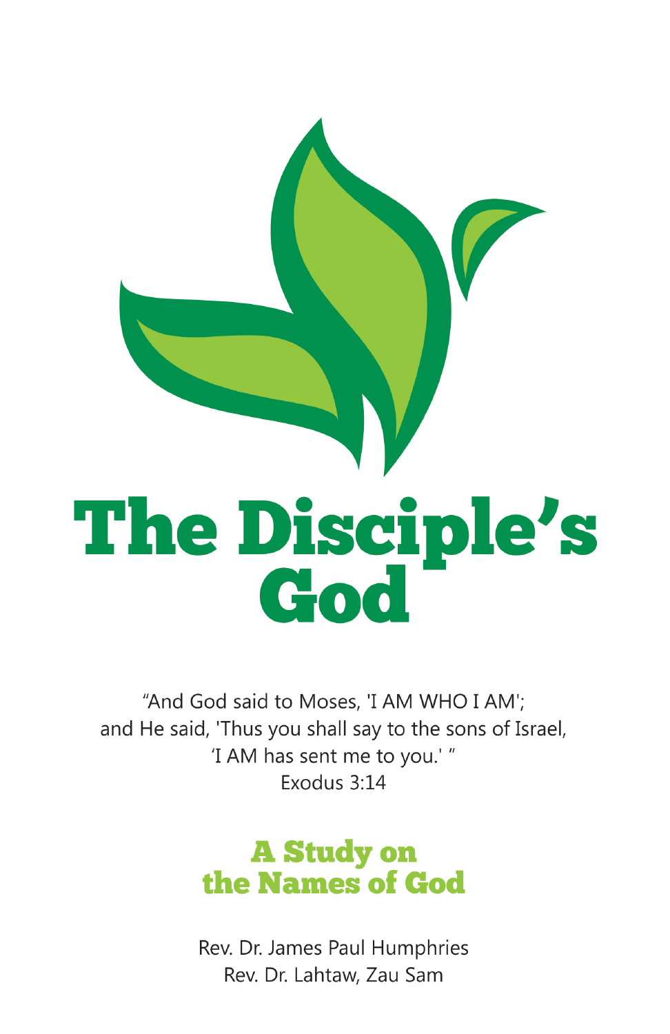# The Disciple's God

"And God said to Moses, 'I AM WHO I AM';
and He said, 'Thus you shall say to the sons of Israel,
'I AM has sent me to you.' "
Exodus 3:14

## A Study on the Names of God

Rev. Dr. James Paul Humphries
Rev. Dr. Lahtaw, Zau Sam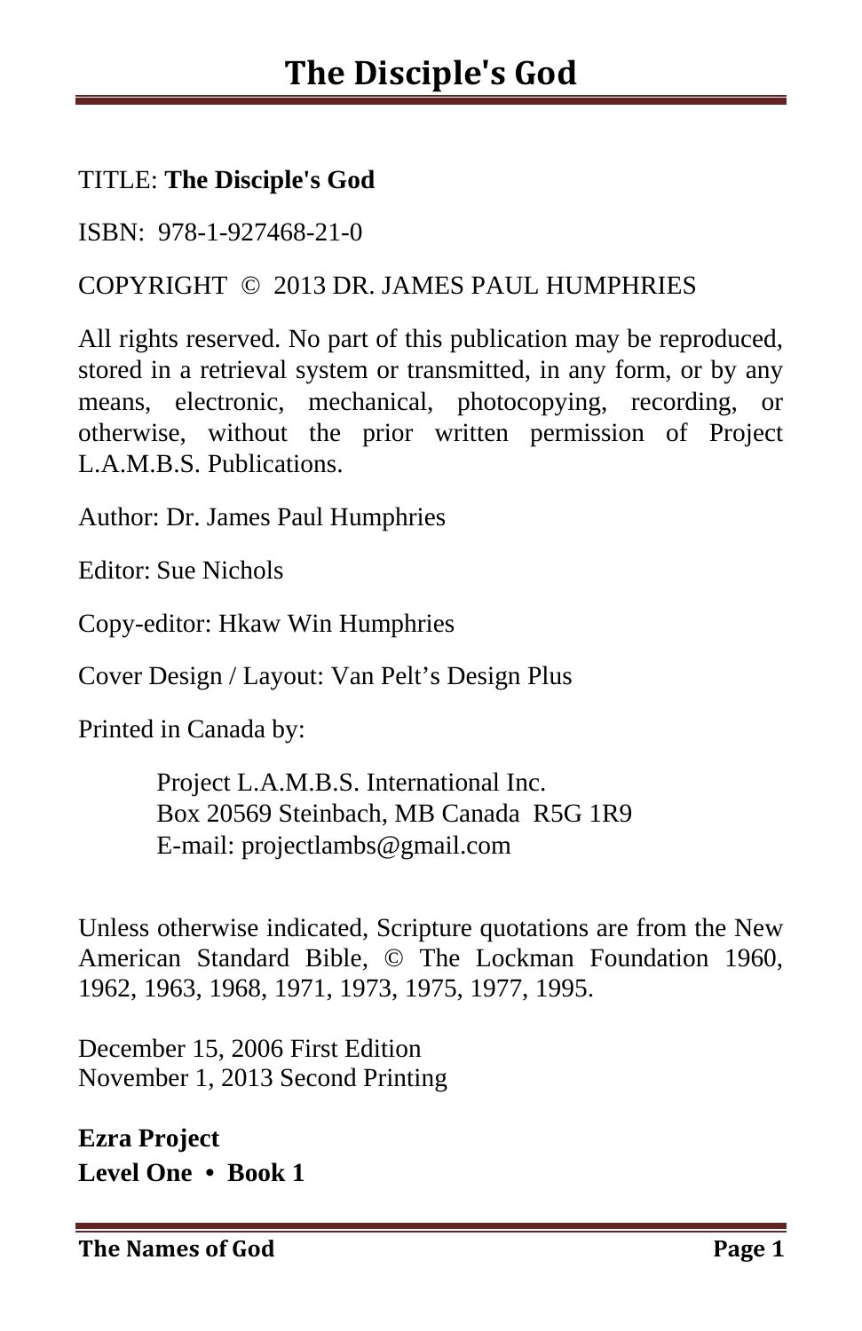TITLE: **The Disciple's God**

ISBN: 978-1-927468-21-0

COPYRIGHT © 2013 DR. JAMES PAUL HUMPHRIES

All rights reserved. No part of this publication may be reproduced, stored in a retrieval system or transmitted, in any form, or by any means, electronic, mechanical, photocopying, recording, or otherwise, without the prior written permission of Project L.A.M.B.S. Publications.

Author: Dr. James Paul Humphries

Editor: Sue Nichols

Copy-editor: Hkaw Win Humphries

Cover Design / Layout: Van Pelt's Design Plus

Printed in Canada by:

> Project L.A.M.B.S. International Inc.
> Box 20569 Steinbach, MB Canada R5G 1R9
> E-mail: projectlambs@gmail.com

Unless otherwise indicated, Scripture quotations are from the New American Standard Bible, © The Lockman Foundation 1960, 1962, 1963, 1968, 1971, 1973, 1975, 1977, 1995.

December 15, 2006 First Edition
November 1, 2013 Second Printing

**Ezra Project**
**Level One • Book 1**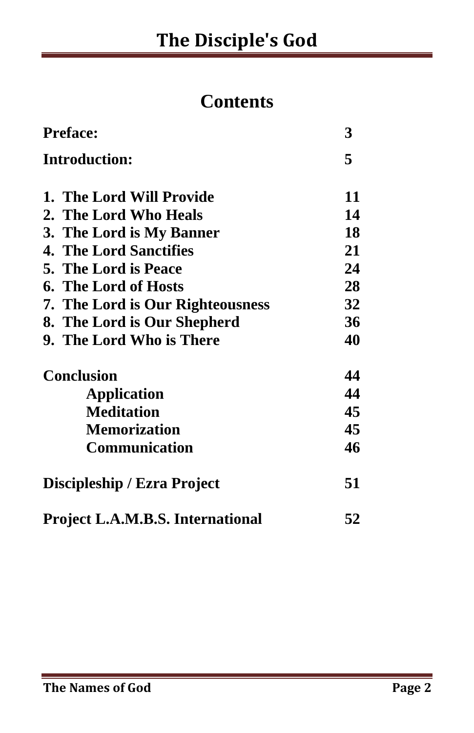# Contents

| | |
|---|---|
| **Preface:** | **3** |
| **Introduction:** | **5** |
| **1. The Lord Will Provide** | **11** |
| **2. The Lord Who Heals** | **14** |
| **3. The Lord is My Banner** | **18** |
| **4. The Lord Sanctifies** | **21** |
| **5. The Lord is Peace** | **24** |
| **6. The Lord of Hosts** | **28** |
| **7. The Lord is Our Righteousness** | **32** |
| **8. The Lord is Our Shepherd** | **36** |
| **9. The Lord Who is There** | **40** |
| **Conclusion** | **44** |
| **Application** | **44** |
| **Meditation** | **45** |
| **Memorization** | **45** |
| **Communication** | **46** |
| **Discipleship / Ezra Project** | **51** |
| **Project L.A.M.B.S. International** | **52** |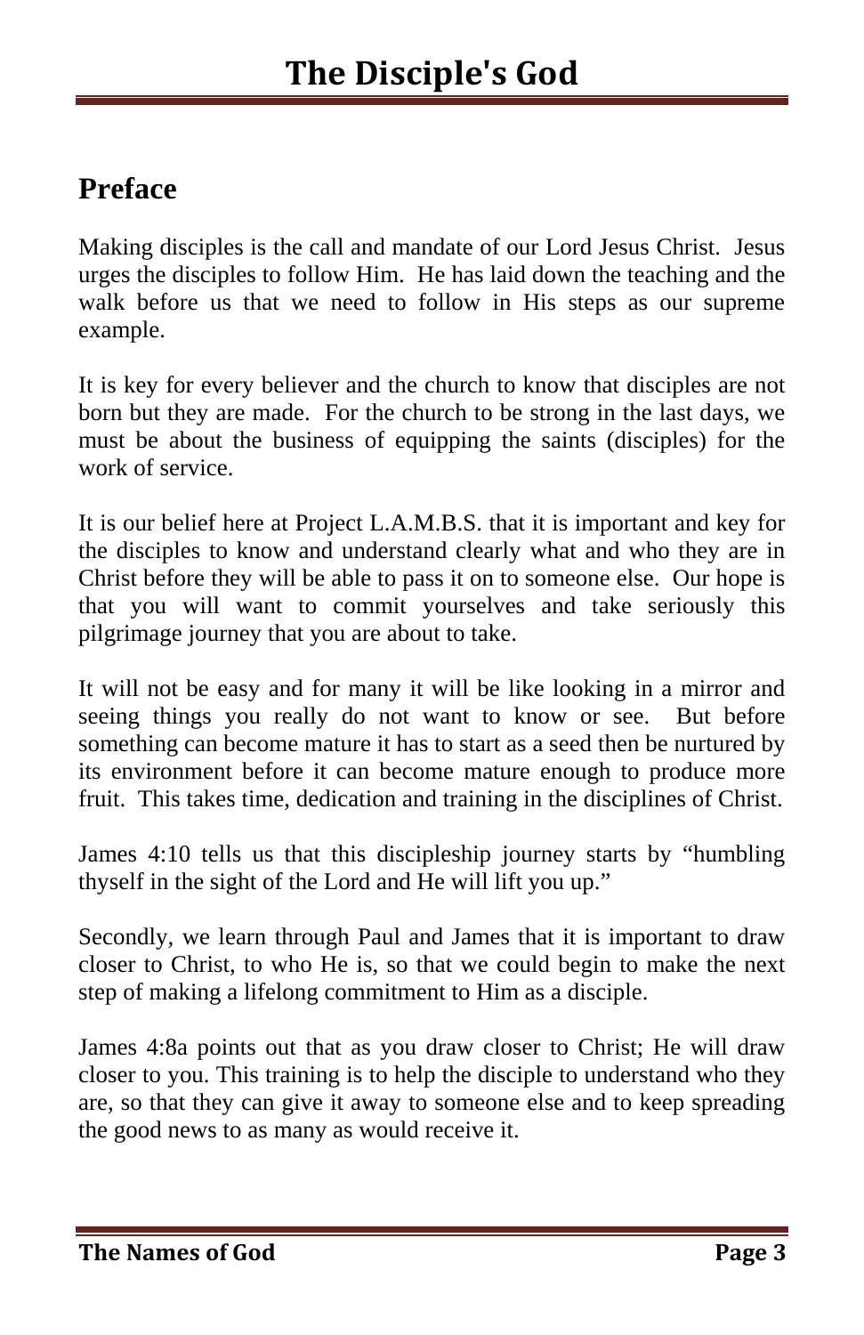## Preface

Making disciples is the call and mandate of our Lord Jesus Christ. Jesus urges the disciples to follow Him. He has laid down the teaching and the walk before us that we need to follow in His steps as our supreme example.

It is key for every believer and the church to know that disciples are not born but they are made. For the church to be strong in the last days, we must be about the business of equipping the saints (disciples) for the work of service.

It is our belief here at Project L.A.M.B.S. that it is important and key for the disciples to know and understand clearly what and who they are in Christ before they will be able to pass it on to someone else. Our hope is that you will want to commit yourselves and take seriously this pilgrimage journey that you are about to take.

It will not be easy and for many it will be like looking in a mirror and seeing things you really do not want to know or see. But before something can become mature it has to start as a seed then be nurtured by its environment before it can become mature enough to produce more fruit. This takes time, dedication and training in the disciplines of Christ.

James 4:10 tells us that this discipleship journey starts by "humbling thyself in the sight of the Lord and He will lift you up."

Secondly, we learn through Paul and James that it is important to draw closer to Christ, to who He is, so that we could begin to make the next step of making a lifelong commitment to Him as a disciple.

James 4:8a points out that as you draw closer to Christ; He will draw closer to you. This training is to help the disciple to understand who they are, so that they can give it away to someone else and to keep spreading the good news to as many as would receive it.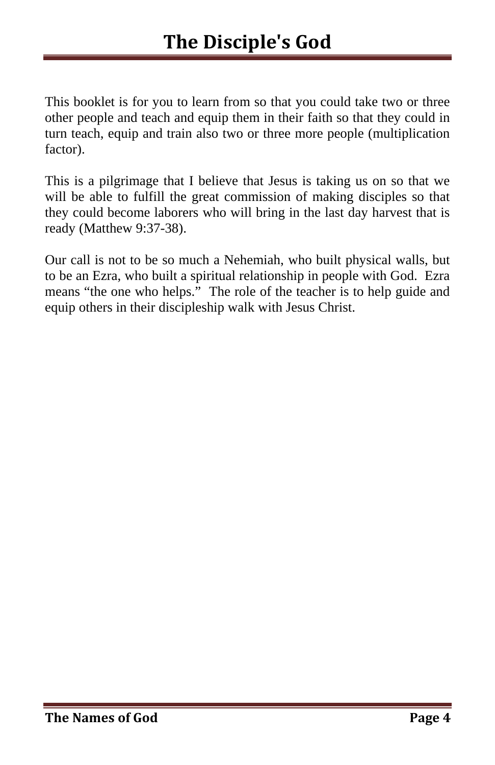# The Disciple's God

This booklet is for you to learn from so that you could take two or three other people and teach and equip them in their faith so that they could in turn teach, equip and train also two or three more people (multiplication factor).

This is a pilgrimage that I believe that Jesus is taking us on so that we will be able to fulfill the great commission of making disciples so that they could become laborers who will bring in the last day harvest that is ready (Matthew 9:37-38).

Our call is not to be so much a Nehemiah, who built physical walls, but to be an Ezra, who built a spiritual relationship in people with God. Ezra means "the one who helps." The role of the teacher is to help guide and equip others in their discipleship walk with Jesus Christ.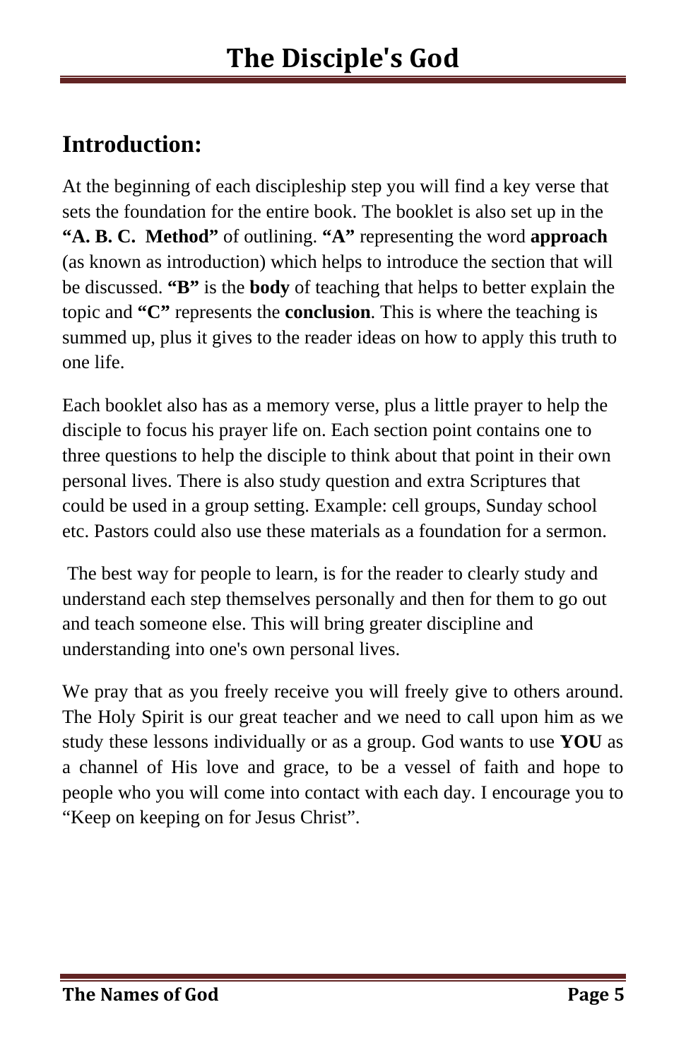## Introduction:

At the beginning of each discipleship step you will find a key verse that sets the foundation for the entire book. The booklet is also set up in the **"A. B. C. Method"** of outlining. **"A"** representing the word **approach** (as known as introduction) which helps to introduce the section that will be discussed. **"B"** is the **body** of teaching that helps to better explain the topic and **"C"** represents the **conclusion**. This is where the teaching is summed up, plus it gives to the reader ideas on how to apply this truth to one life.

Each booklet also has as a memory verse, plus a little prayer to help the disciple to focus his prayer life on. Each section point contains one to three questions to help the disciple to think about that point in their own personal lives. There is also study question and extra Scriptures that could be used in a group setting. Example: cell groups, Sunday school etc. Pastors could also use these materials as a foundation for a sermon.

The best way for people to learn, is for the reader to clearly study and understand each step themselves personally and then for them to go out and teach someone else. This will bring greater discipline and understanding into one's own personal lives.

We pray that as you freely receive you will freely give to others around. The Holy Spirit is our great teacher and we need to call upon him as we study these lessons individually or as a group. God wants to use **YOU** as a channel of His love and grace, to be a vessel of faith and hope to people who you will come into contact with each day. I encourage you to "Keep on keeping on for Jesus Christ".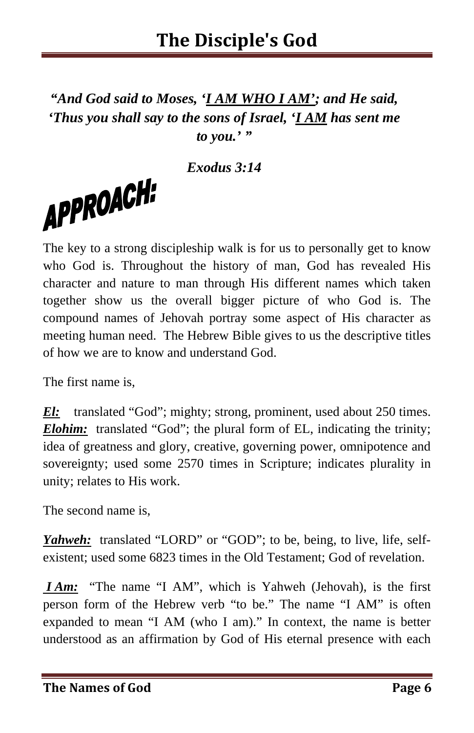# The Disciple's God

***"And God said to Moses, '<u>I AM WHO I AM'</u>; and He said, 'Thus you shall say to the sons of Israel, '<u>I AM</u> has sent me to you.' "***

***Exodus 3:14***

## APPROACH:

The key to a strong discipleship walk is for us to personally get to know who God is. Throughout the history of man, God has revealed His character and nature to man through His different names which taken together show us the overall bigger picture of who God is. The compound names of Jehovah portray some aspect of His character as meeting human need. The Hebrew Bible gives to us the descriptive titles of how we are to know and understand God.

The first name is,

***<u>El:</u>*** translated "God"; mighty; strong, prominent, used about 250 times.
***<u>Elohim:</u>*** translated "God"; the plural form of EL, indicating the trinity; idea of greatness and glory, creative, governing power, omnipotence and sovereignty; used some 2570 times in Scripture; indicates plurality in unity; relates to His work.

The second name is,

***<u>Yahweh:</u>*** translated "LORD" or "GOD"; to be, being, to live, life, self-existent; used some 6823 times in the Old Testament; God of revelation.

***<u>I Am:</u>*** "The name "I AM", which is Yahweh (Jehovah), is the first person form of the Hebrew verb "to be." The name "I AM" is often expanded to mean "I AM (who I am)." In context, the name is better understood as an affirmation by God of His eternal presence with each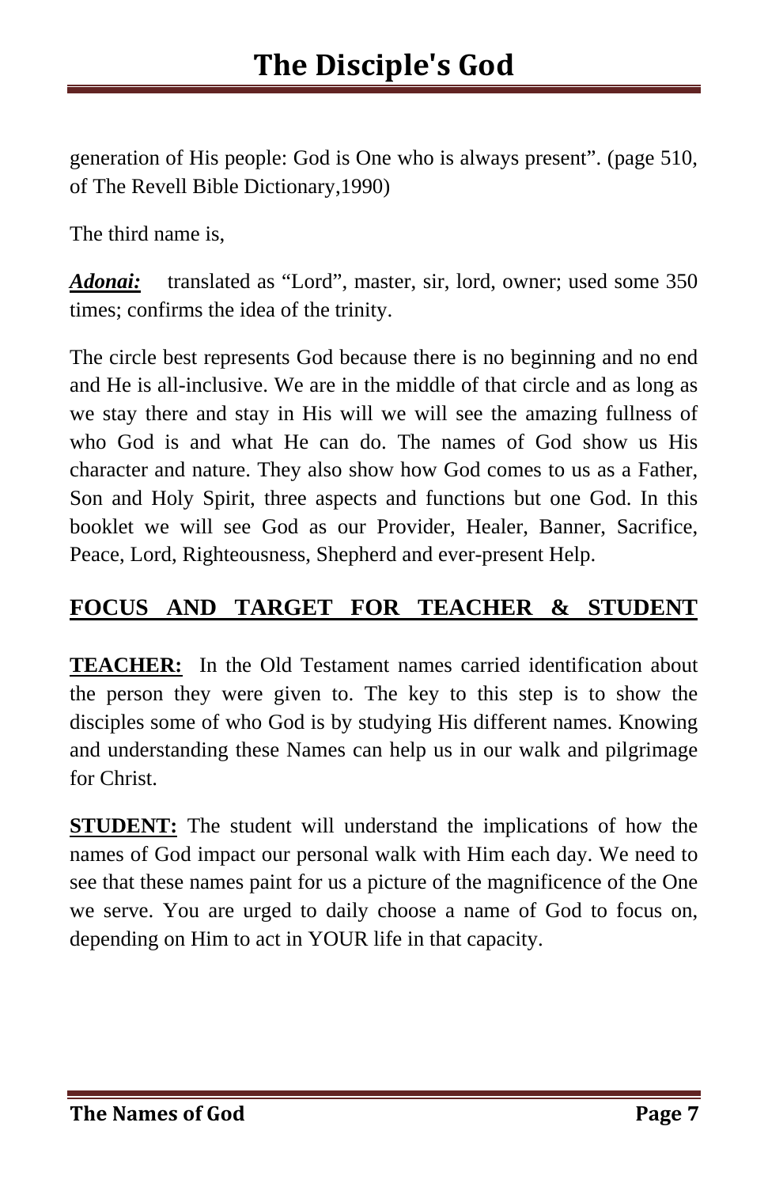generation of His people: God is One who is always present". (page 510, of The Revell Bible Dictionary,1990)

The third name is,

***Adonai:*** translated as "Lord", master, sir, lord, owner; used some 350 times; confirms the idea of the trinity.

The circle best represents God because there is no beginning and no end and He is all-inclusive. We are in the middle of that circle and as long as we stay there and stay in His will we will see the amazing fullness of who God is and what He can do. The names of God show us His character and nature. They also show how God comes to us as a Father, Son and Holy Spirit, three aspects and functions but one God. In this booklet we will see God as our Provider, Healer, Banner, Sacrifice, Peace, Lord, Righteousness, Shepherd and ever-present Help.

## FOCUS AND TARGET FOR TEACHER & STUDENT

**TEACHER:** In the Old Testament names carried identification about the person they were given to. The key to this step is to show the disciples some of who God is by studying His different names. Knowing and understanding these Names can help us in our walk and pilgrimage for Christ.

**STUDENT:** The student will understand the implications of how the names of God impact our personal walk with Him each day. We need to see that these names paint for us a picture of the magnificence of the One we serve. You are urged to daily choose a name of God to focus on, depending on Him to act in YOUR life in that capacity.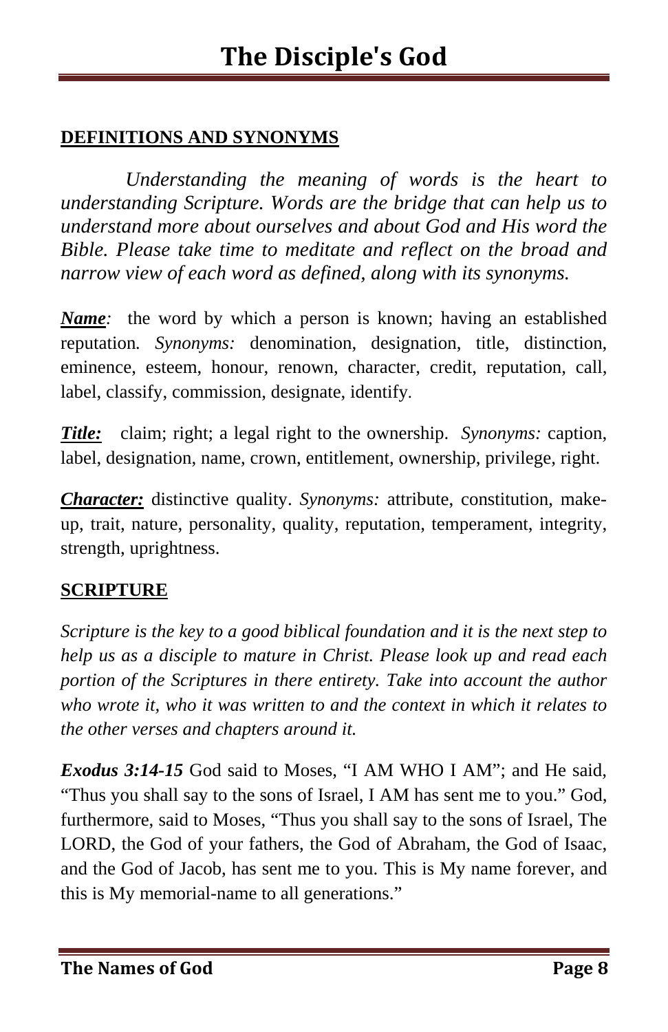## DEFINITIONS AND SYNONYMS

*Understanding the meaning of words is the heart to understanding Scripture. Words are the bridge that can help us to understand more about ourselves and about God and His word the Bible. Please take time to meditate and reflect on the broad and narrow view of each word as defined, along with its synonyms.*

***Name**:* the word by which a person is known; having an established reputation. *Synonyms:* denomination, designation, title, distinction, eminence, esteem, honour, renown, character, credit, reputation, call, label, classify, commission, designate, identify.

***Title:*** claim; right; a legal right to the ownership. *Synonyms:* caption, label, designation, name, crown, entitlement, ownership, privilege, right.

***Character:*** distinctive quality. *Synonyms:* attribute, constitution, make-up, trait, nature, personality, quality, reputation, temperament, integrity, strength, uprightness.

## SCRIPTURE

*Scripture is the key to a good biblical foundation and it is the next step to help us as a disciple to mature in Christ. Please look up and read each portion of the Scriptures in there entirety. Take into account the author who wrote it, who it was written to and the context in which it relates to the other verses and chapters around it.*

***Exodus 3:14-15*** God said to Moses, "I AM WHO I AM"; and He said, "Thus you shall say to the sons of Israel, I AM has sent me to you." God, furthermore, said to Moses, "Thus you shall say to the sons of Israel, The LORD, the God of your fathers, the God of Abraham, the God of Isaac, and the God of Jacob, has sent me to you. This is My name forever, and this is My memorial-name to all generations."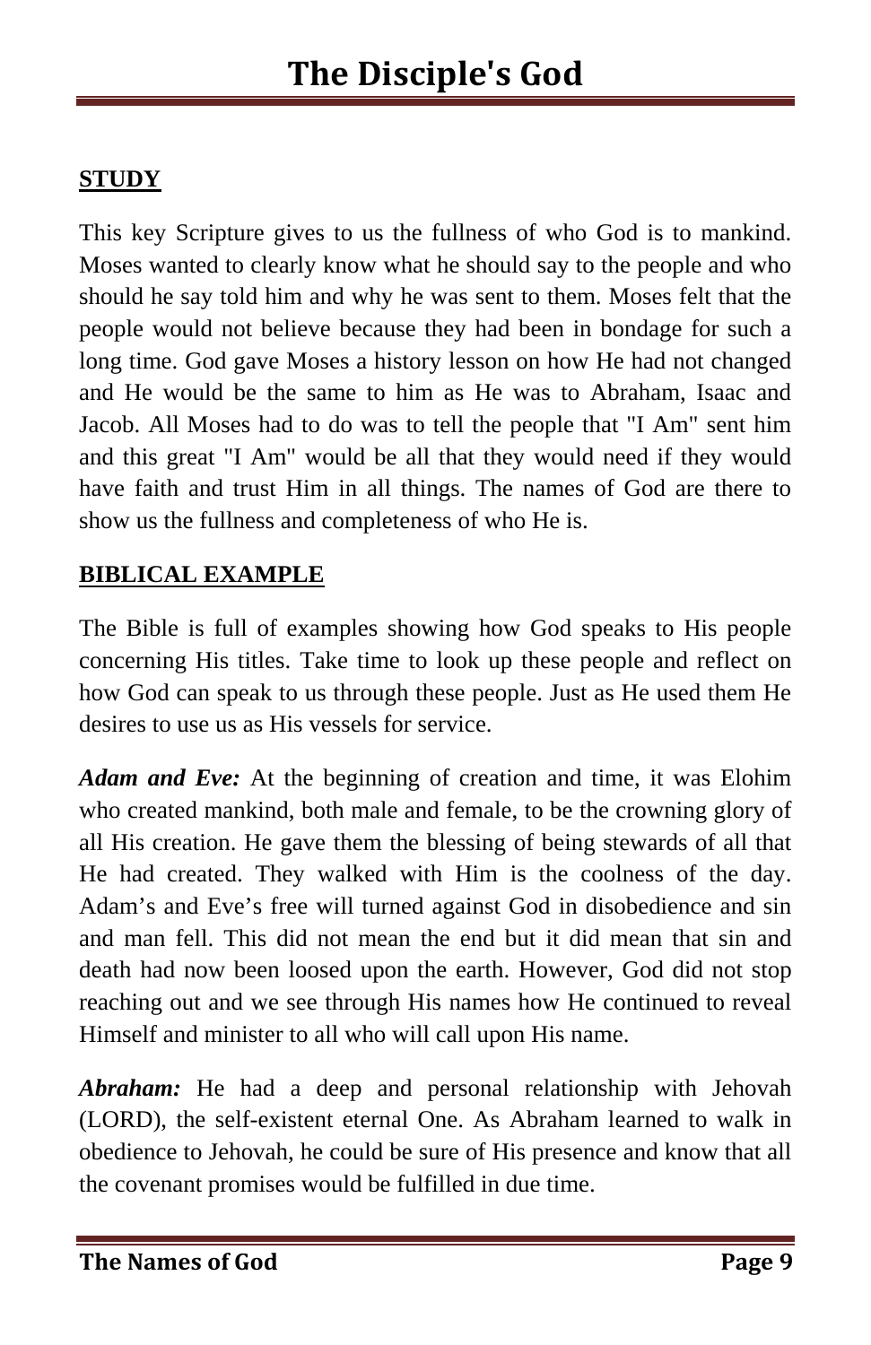## STUDY

This key Scripture gives to us the fullness of who God is to mankind. Moses wanted to clearly know what he should say to the people and who should he say told him and why he was sent to them. Moses felt that the people would not believe because they had been in bondage for such a long time. God gave Moses a history lesson on how He had not changed and He would be the same to him as He was to Abraham, Isaac and Jacob. All Moses had to do was to tell the people that "I Am" sent him and this great "I Am" would be all that they would need if they would have faith and trust Him in all things. The names of God are there to show us the fullness and completeness of who He is.

## BIBLICAL EXAMPLE

The Bible is full of examples showing how God speaks to His people concerning His titles. Take time to look up these people and reflect on how God can speak to us through these people. Just as He used them He desires to use us as His vessels for service.

***Adam and Eve:*** At the beginning of creation and time, it was Elohim who created mankind, both male and female, to be the crowning glory of all His creation. He gave them the blessing of being stewards of all that He had created. They walked with Him is the coolness of the day. Adam's and Eve's free will turned against God in disobedience and sin and man fell. This did not mean the end but it did mean that sin and death had now been loosed upon the earth. However, God did not stop reaching out and we see through His names how He continued to reveal Himself and minister to all who will call upon His name.

***Abraham:*** He had a deep and personal relationship with Jehovah (LORD), the self-existent eternal One. As Abraham learned to walk in obedience to Jehovah, he could be sure of His presence and know that all the covenant promises would be fulfilled in due time.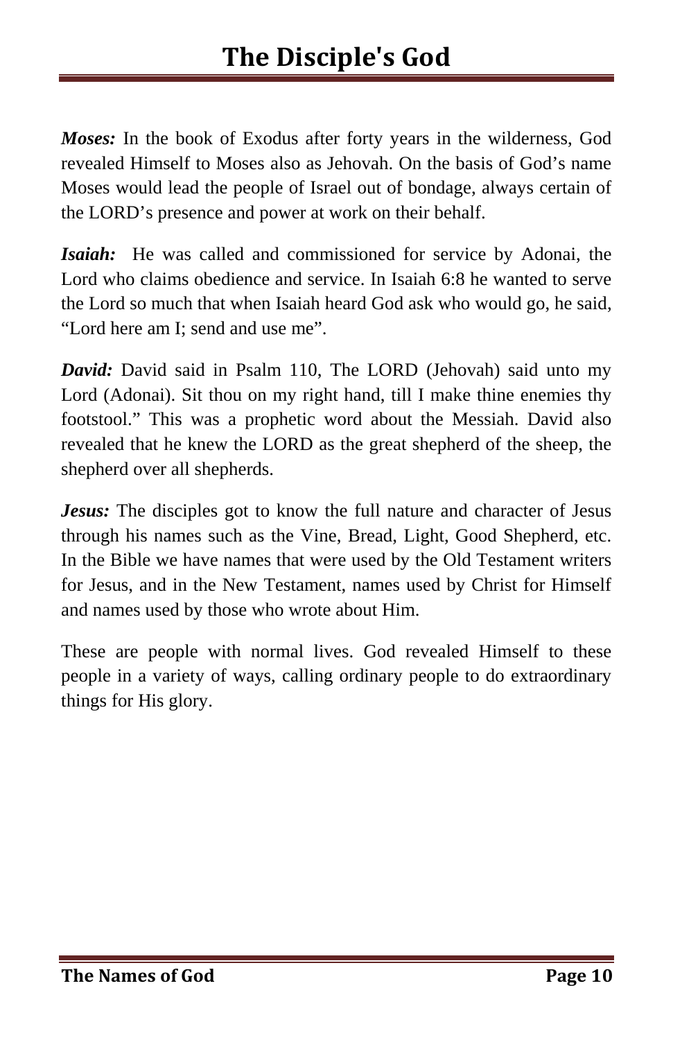***Moses:*** In the book of Exodus after forty years in the wilderness, God revealed Himself to Moses also as Jehovah. On the basis of God's name Moses would lead the people of Israel out of bondage, always certain of the LORD's presence and power at work on their behalf.

***Isaiah:*** He was called and commissioned for service by Adonai, the Lord who claims obedience and service. In Isaiah 6:8 he wanted to serve the Lord so much that when Isaiah heard God ask who would go, he said, "Lord here am I; send and use me".

***David:*** David said in Psalm 110, The LORD (Jehovah) said unto my Lord (Adonai). Sit thou on my right hand, till I make thine enemies thy footstool." This was a prophetic word about the Messiah. David also revealed that he knew the LORD as the great shepherd of the sheep, the shepherd over all shepherds.

***Jesus:*** The disciples got to know the full nature and character of Jesus through his names such as the Vine, Bread, Light, Good Shepherd, etc. In the Bible we have names that were used by the Old Testament writers for Jesus, and in the New Testament, names used by Christ for Himself and names used by those who wrote about Him.

These are people with normal lives. God revealed Himself to these people in a variety of ways, calling ordinary people to do extraordinary things for His glory.